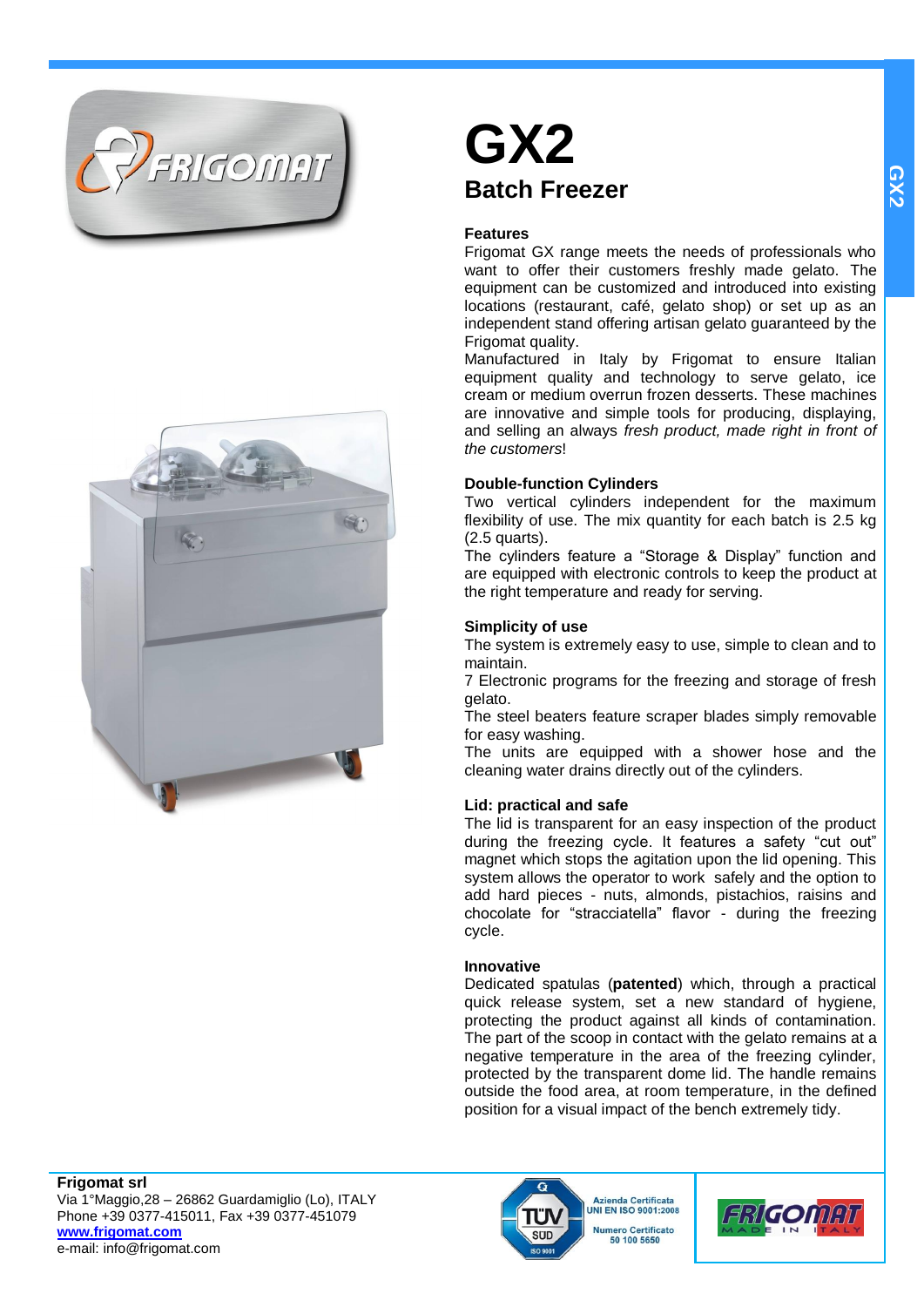# GX2

## Batch Freezer

### Features

Frigomat GX range meets the needs of professionals who want to offer their customers freshly made gelato. The equipment can be customized and introduced into existing locations (restaurant, café, gelato shop) or set up as an independent stand offering artisan gelato guaranteed by the Frigomat quality.

Manufactured in Italy by Frigomat to ensure Italian equipment quality and technology to serve gelato, ice cream or medium overrun frozen desserts. These machines are innovative and simple tools for producing, displaying, and selling an always *fresh product, made right in front of the customers*!

### Double-function Cylinders

Two vertical cylinders independent for the maximum flexibility of use. The mix quantity for each batch is 2.5 kg (2.5 quarts).

The cylinders feature a "Storage & Display" function and are equipped with electronic controls to keep the product at the right temperature and ready for serving.

### Simplicity of use

The system is extremely easy to use, simple to clean and to maintain.

7 Electronic programs for the freezing and storage of fresh gelato.

The steel beaters feature scraper blades simply removable for easy washing.

The units are equipped with a shower hose and the cleaning water drains directly out of the cylinders.

### Lid: practical and safe

The lid is transparent for an easy inspection of the product during the freezing cycle. It features a safety "cut out" magnet which stops the agitation upon the lid opening. This system allows the operator to work safely and the option to add hard pieces - nuts, almonds, pistachios, raisins and chocolate for "stracciatella" flavor - during the freezing cycle.

### Innovative

Dedicated spatulas (**patented**) which, through a practical quick release system, set a new standard of hygiene, protecting the product against all kinds of contamination. The part of the scoop in contact with the gelato remains at a negative temperature in the area of the freezing cylinder, protected by the transparent dome lid. The handle remains outside the food area, at room temperature, in the defined position for a visual impact of the bench extremely tidy.

**Frigomat srl**
Via 1°Maggio,28 – 26862 Guardamiglio (Lo), ITALY
Phone +39 0377-415011, Fax +39 0377-451079
**www.frigomat.com**
e-mail: info@frigomat.com

Azienda Certificata UNI EN ISO 9001:2008
Numero Certificato 50 100 5650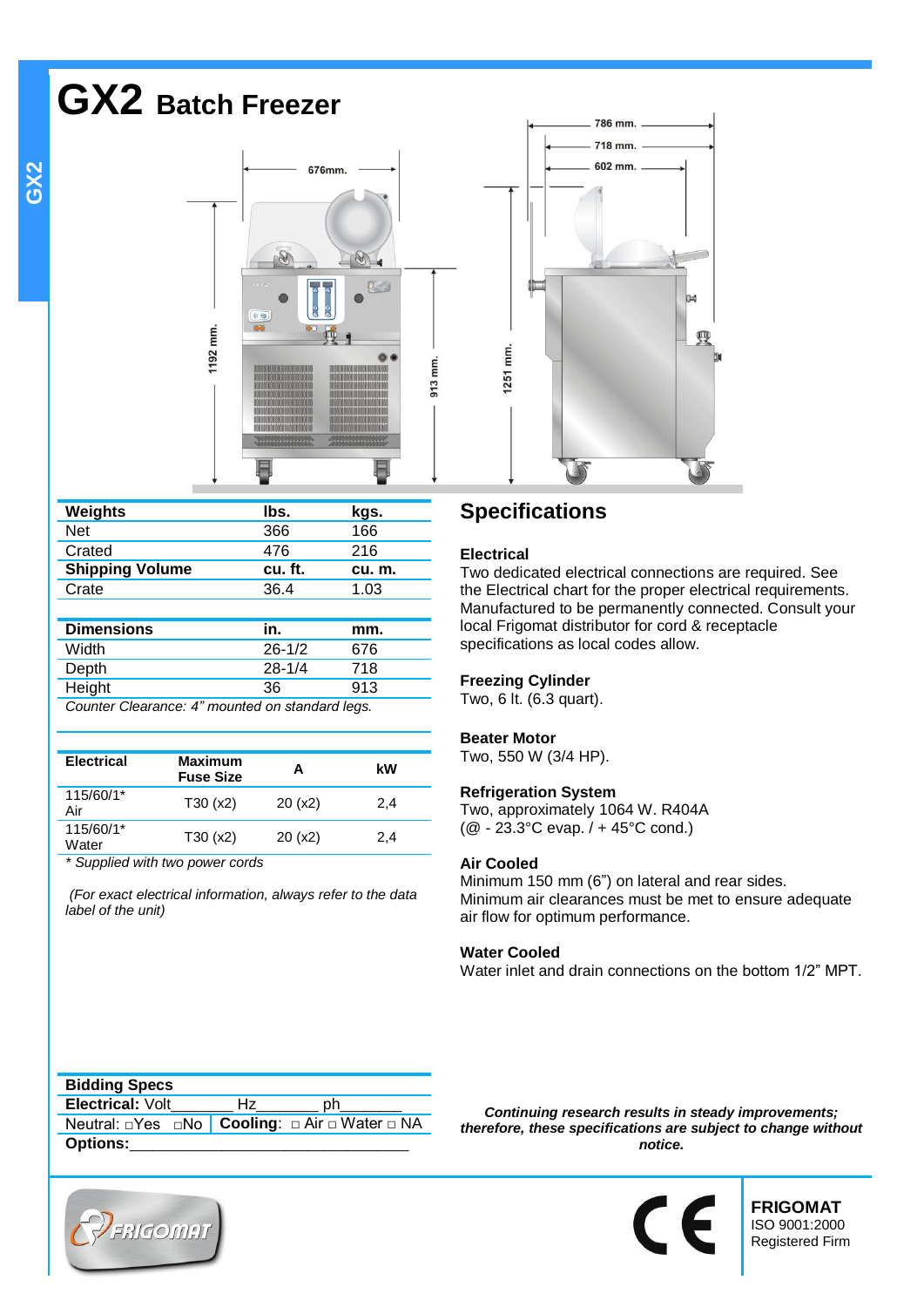# GX2 Batch Freezer

676mm.
1192 mm.
913 mm.
786 mm.
718 mm.
602 mm.
1251 mm.

| Weights | lbs. | kgs. |
|---|---|---|
| Net | 366 | 166 |
| Crated | 476 | 216 |
| **Shipping Volume** | **cu. ft.** | **cu. m.** |
| Crate | 36.4 | 1.03 |

| Dimensions | in. | mm. |
|---|---|---|
| Width | 26-1/2 | 676 |
| Depth | 28-1/4 | 718 |
| Height | 36 | 913 |

*Counter Clearance: 4" mounted on standard legs.*

| Electrical | Maximum Fuse Size | A | kW |
|---|---|---|---|
| 115/60/1* Air | T30 (x2) | 20 (x2) | 2,4 |
| 115/60/1* Water | T30 (x2) | 20 (x2) | 2,4 |

*\* Supplied with two power cords*

*(For exact electrical information, always refer to the data label of the unit)*

## Specifications

**Electrical**
Two dedicated electrical connections are required. See the Electrical chart for the proper electrical requirements. Manufactured to be permanently connected. Consult your local Frigomat distributor for cord & receptacle specifications as local codes allow.

**Freezing Cylinder**
Two, 6 lt. (6.3 quart).

**Beater Motor**
Two, 550 W (3/4 HP).

**Refrigeration System**
Two, approximately 1064 W. R404A
(@ - 23.3°C evap. / + 45°C cond.)

**Air Cooled**
Minimum 150 mm (6") on lateral and rear sides.
Minimum air clearances must be met to ensure adequate air flow for optimum performance.

**Water Cooled**
Water inlet and drain connections on the bottom 1/2" MPT.

**Bidding Specs**
**Electrical:** Volt_______ Hz_______ ph_______
Neutral: □Yes □No | **Cooling**: □ Air □ Water □ NA
**Options:**________________________________

***Continuing research results in steady improvements; therefore, these specifications are subject to change without notice.***

**FRIGOMAT**
ISO 9001:2000
Registered Firm